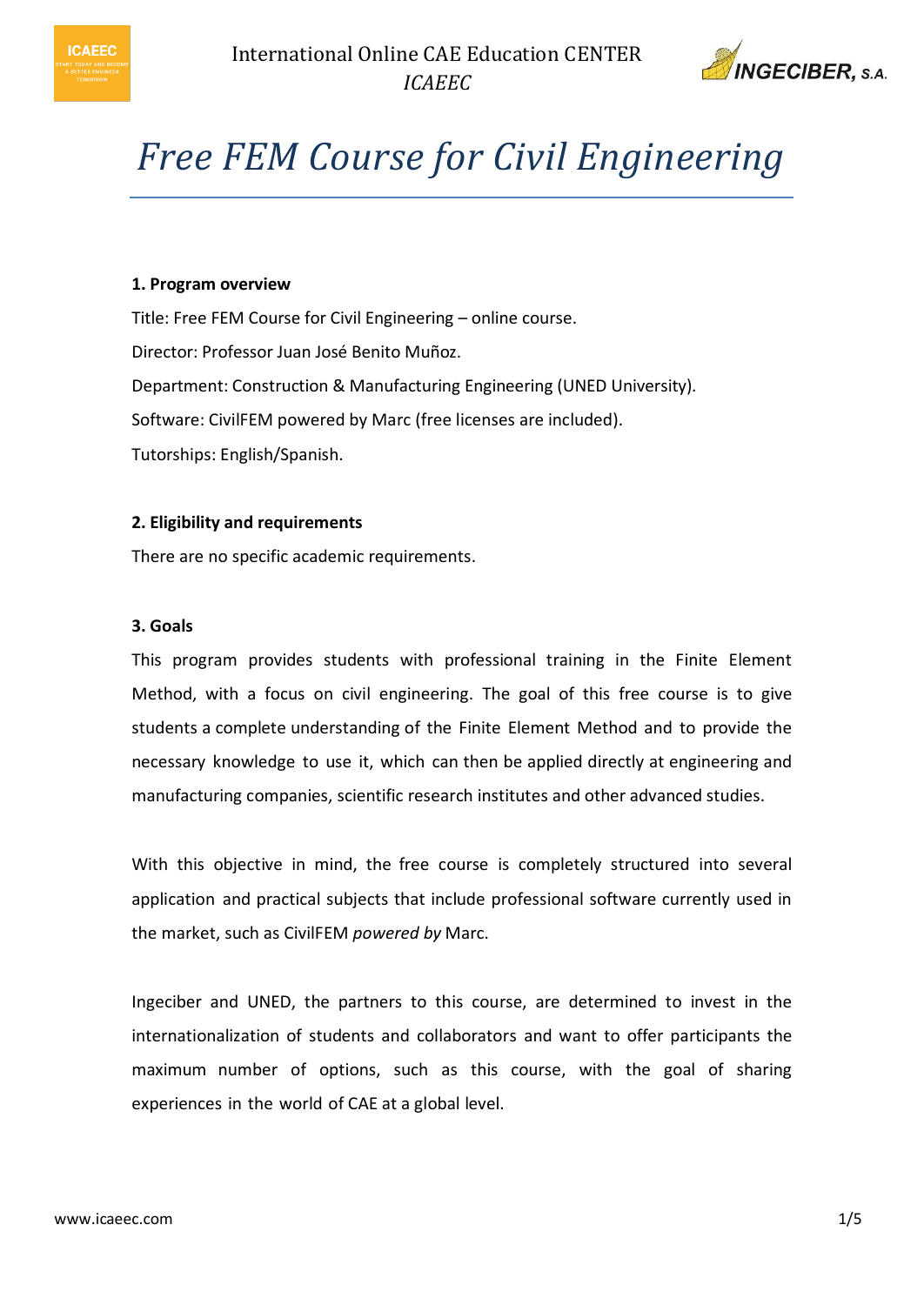# Free FEM Course for Civil Engineering

**1. Program overview**

Title: Free FEM Course for Civil Engineering – online course.

Director: Professor Juan José Benito Muñoz.

Department: Construction & Manufacturing Engineering (UNED University).

Software: CivilFEM powered by Marc (free licenses are included).

Tutorships: English/Spanish.

**2. Eligibility and requirements**

There are no specific academic requirements.

**3. Goals**

This program provides students with professional training in the Finite Element Method, with a focus on civil engineering. The goal of this free course is to give students a complete understanding of the Finite Element Method and to provide the necessary knowledge to use it, which can then be applied directly at engineering and manufacturing companies, scientific research institutes and other advanced studies.

With this objective in mind, the free course is completely structured into several application and practical subjects that include professional software currently used in the market, such as CivilFEM *powered by* Marc.

Ingeciber and UNED, the partners to this course, are determined to invest in the internationalization of students and collaborators and want to offer participants the maximum number of options, such as this course, with the goal of sharing experiences in the world of CAE at a global level.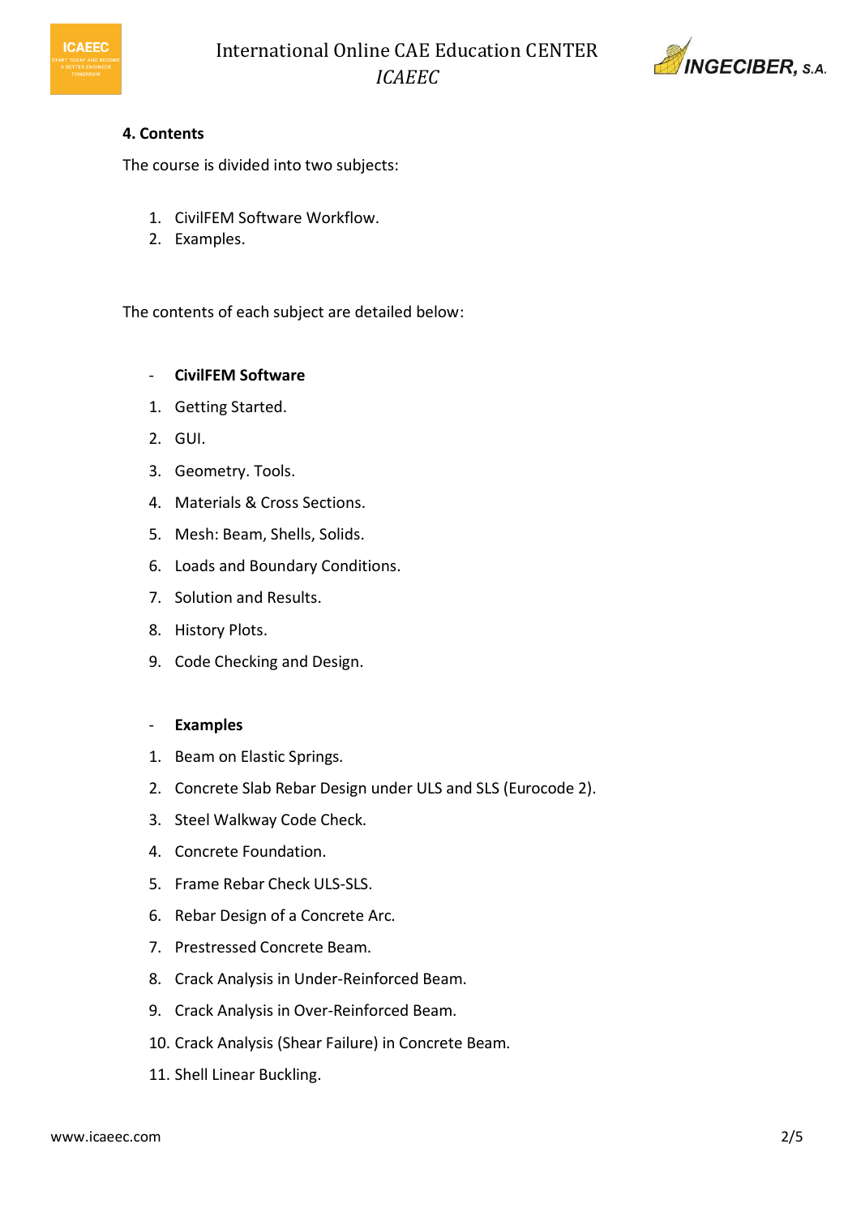### 4. Contents

The course is divided into two subjects:

1. CivilFEM Software Workflow.
2. Examples.

The contents of each subject are detailed below:

- **CivilFEM Software**

1. Getting Started.
2. GUI.
3. Geometry. Tools.
4. Materials & Cross Sections.
5. Mesh: Beam, Shells, Solids.
6. Loads and Boundary Conditions.
7. Solution and Results.
8. History Plots.
9. Code Checking and Design.

- **Examples**

1. Beam on Elastic Springs.
2. Concrete Slab Rebar Design under ULS and SLS (Eurocode 2).
3. Steel Walkway Code Check.
4. Concrete Foundation.
5. Frame Rebar Check ULS-SLS.
6. Rebar Design of a Concrete Arc.
7. Prestressed Concrete Beam.
8. Crack Analysis in Under-Reinforced Beam.
9. Crack Analysis in Over-Reinforced Beam.
10. Crack Analysis (Shear Failure) in Concrete Beam.
11. Shell Linear Buckling.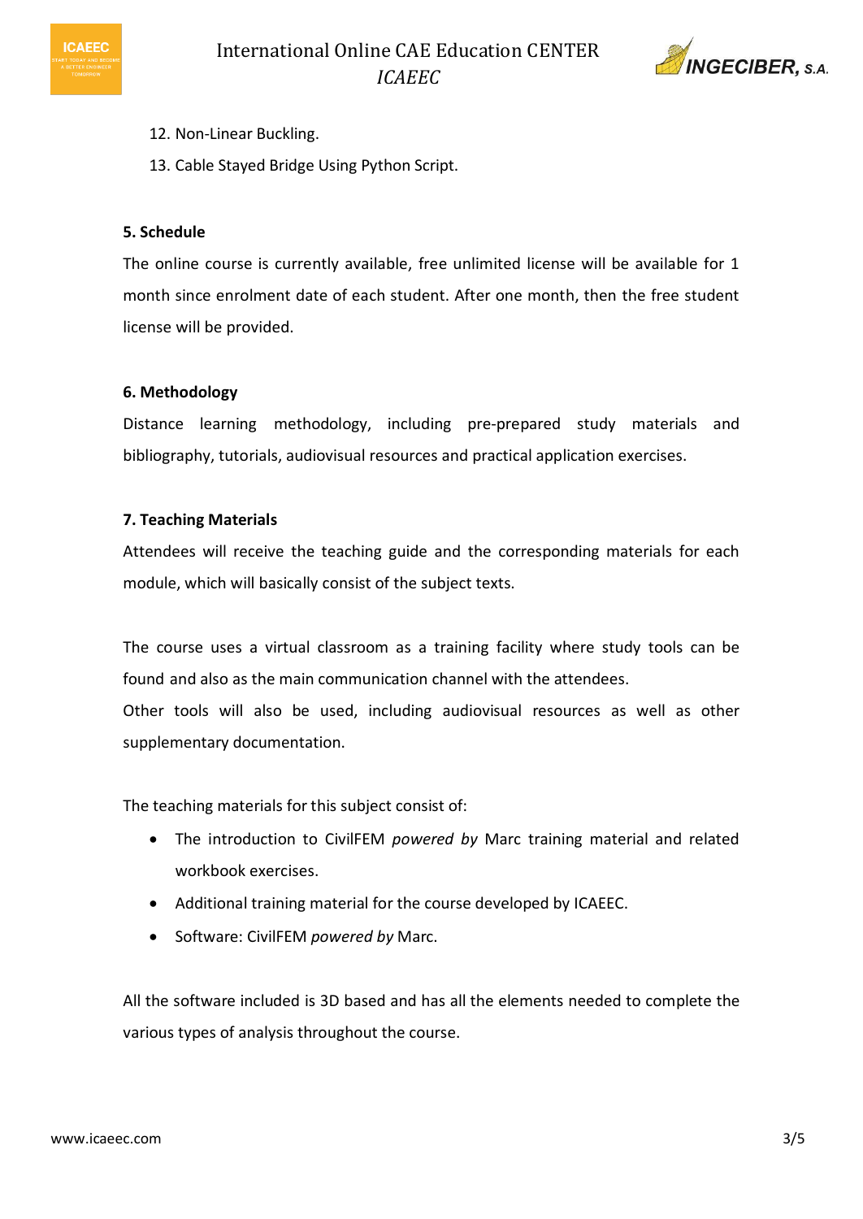12. Non-Linear Buckling.
13. Cable Stayed Bridge Using Python Script.

**5. Schedule**

The online course is currently available, free unlimited license will be available for 1 month since enrolment date of each student. After one month, then the free student license will be provided.

**6. Methodology**

Distance learning methodology, including pre-prepared study materials and bibliography, tutorials, audiovisual resources and practical application exercises.

**7. Teaching Materials**

Attendees will receive the teaching guide and the corresponding materials for each module, which will basically consist of the subject texts.

The course uses a virtual classroom as a training facility where study tools can be found and also as the main communication channel with the attendees.
Other tools will also be used, including audiovisual resources as well as other supplementary documentation.

The teaching materials for this subject consist of:

- The introduction to CivilFEM *powered by* Marc training material and related workbook exercises.
- Additional training material for the course developed by ICAEEC.
- Software: CivilFEM *powered by* Marc.

All the software included is 3D based and has all the elements needed to complete the various types of analysis throughout the course.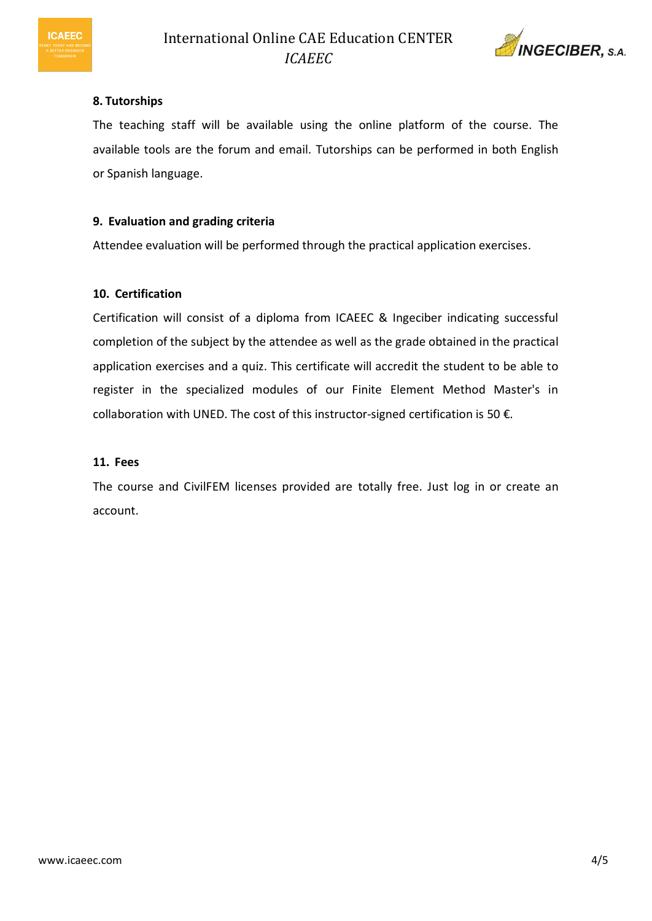## 8. Tutorships

The teaching staff will be available using the online platform of the course. The available tools are the forum and email. Tutorships can be performed in both English or Spanish language.

## 9. Evaluation and grading criteria

Attendee evaluation will be performed through the practical application exercises.

## 10. Certification

Certification will consist of a diploma from ICAEEC & Ingeciber indicating successful completion of the subject by the attendee as well as the grade obtained in the practical application exercises and a quiz. This certificate will accredit the student to be able to register in the specialized modules of our Finite Element Method Master's in collaboration with UNED. The cost of this instructor-signed certification is 50 €.

## 11. Fees

The course and CivilFEM licenses provided are totally free. Just log in or create an account.